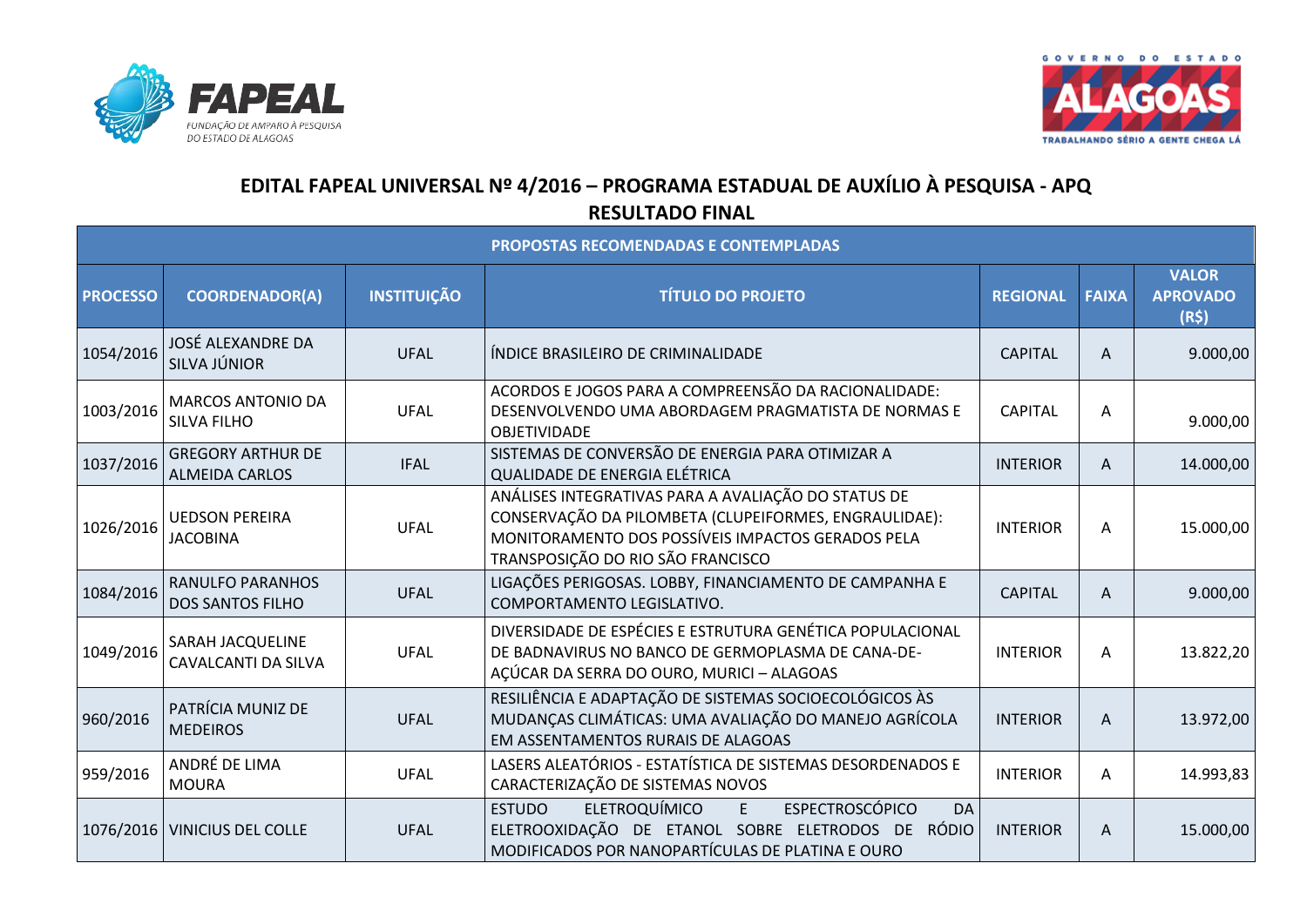# EDITAL FAPEAL UNIVERSAL Nº 4/2016 – PROGRAMA ESTADUAL DE AUXÍLIO À PESQUISA - APQ

## RESULTADO FINAL

| PROPOSTAS RECOMENDADAS E CONTEMPLADAS | | | | | | |
|---|---|---|---|---|---|---|
| **PROCESSO** | **COORDENADOR(A)** | **INSTITUIÇÃO** | **TÍTULO DO PROJETO** | **REGIONAL** | **FAIXA** | **VALOR APROVADO (R$)** |
| 1054/2016 | JOSÉ ALEXANDRE DA SILVA JÚNIOR | UFAL | ÍNDICE BRASILEIRO DE CRIMINALIDADE | CAPITAL | A | 9.000,00 |
| 1003/2016 | MARCOS ANTONIO DA SILVA FILHO | UFAL | ACORDOS E JOGOS PARA A COMPREENSÃO DA RACIONALIDADE: DESENVOLVENDO UMA ABORDAGEM PRAGMATISTA DE NORMAS E OBJETIVIDADE | CAPITAL | A | 9.000,00 |
| 1037/2016 | GREGORY ARTHUR DE ALMEIDA CARLOS | IFAL | SISTEMAS DE CONVERSÃO DE ENERGIA PARA OTIMIZAR A QUALIDADE DE ENERGIA ELÉTRICA | INTERIOR | A | 14.000,00 |
| 1026/2016 | UEDSON PEREIRA JACOBINA | UFAL | ANÁLISES INTEGRATIVAS PARA A AVALIAÇÃO DO STATUS DE CONSERVAÇÃO DA PILOMBETA (CLUPEIFORMES, ENGRAULIDAE): MONITORAMENTO DOS POSSÍVEIS IMPACTOS GERADOS PELA TRANSPOSIÇÃO DO RIO SÃO FRANCISCO | INTERIOR | A | 15.000,00 |
| 1084/2016 | RANULFO PARANHOS DOS SANTOS FILHO | UFAL | LIGAÇÕES PERIGOSAS. LOBBY, FINANCIAMENTO DE CAMPANHA E COMPORTAMENTO LEGISLATIVO. | CAPITAL | A | 9.000,00 |
| 1049/2016 | SARAH JACQUELINE CAVALCANTI DA SILVA | UFAL | DIVERSIDADE DE ESPÉCIES E ESTRUTURA GENÉTICA POPULACIONAL DE BADNAVIRUS NO BANCO DE GERMOPLASMA DE CANA-DE-AÇÚCAR DA SERRA DO OURO, MURICI – ALAGOAS | INTERIOR | A | 13.822,20 |
| 960/2016 | PATRÍCIA MUNIZ DE MEDEIROS | UFAL | RESILIÊNCIA E ADAPTAÇÃO DE SISTEMAS SOCIOECOLÓGICOS ÀS MUDANÇAS CLIMÁTICAS: UMA AVALIAÇÃO DO MANEJO AGRÍCOLA EM ASSENTAMENTOS RURAIS DE ALAGOAS | INTERIOR | A | 13.972,00 |
| 959/2016 | ANDRÉ DE LIMA MOURA | UFAL | LASERS ALEATÓRIOS - ESTATÍSTICA DE SISTEMAS DESORDENADOS E CARACTERIZAÇÃO DE SISTEMAS NOVOS | INTERIOR | A | 14.993,83 |
| 1076/2016 | VINICIUS DEL COLLE | UFAL | ESTUDO ELETROQUÍMICO E ESPECTROSCÓPICO DA ELETROOXIDAÇÃO DE ETANOL SOBRE ELETRODOS DE RÓDIO MODIFICADOS POR NANOPARTÍCULAS DE PLATINA E OURO | INTERIOR | A | 15.000,00 |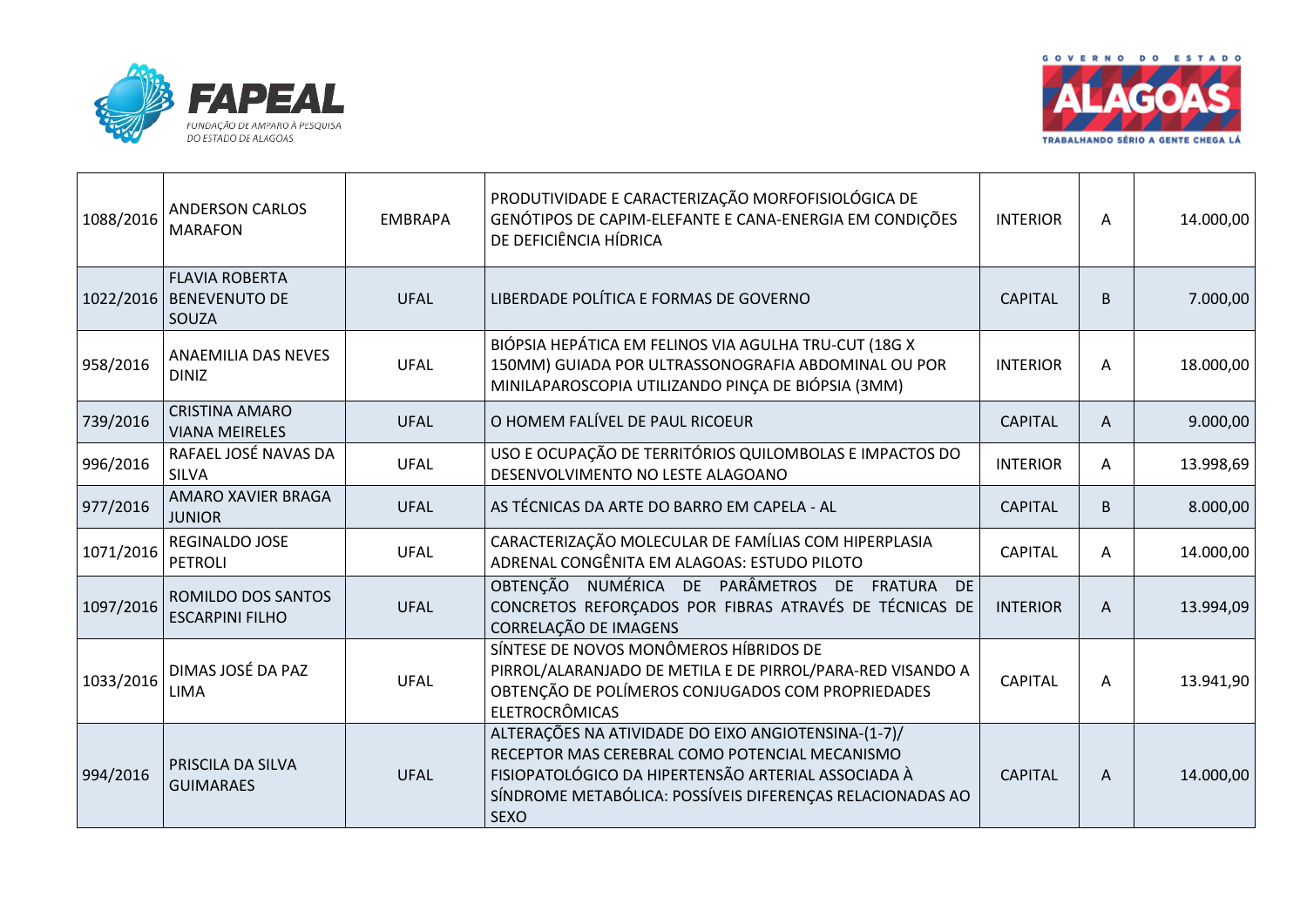| | | | | | | |
|---|---|---|---|---|---|---|
| 1088/2016 | ANDERSON CARLOS MARAFON | EMBRAPA | PRODUTIVIDADE E CARACTERIZAÇÃO MORFOFISIOLÓGICA DE GENÓTIPOS DE CAPIM-ELEFANTE E CANA-ENERGIA EM CONDIÇÕES DE DEFICIÊNCIA HÍDRICA | INTERIOR | A | 14.000,00 |
| 1022/2016 | FLAVIA ROBERTA BENEVENUTO DE SOUZA | UFAL | LIBERDADE POLÍTICA E FORMAS DE GOVERNO | CAPITAL | B | 7.000,00 |
| 958/2016 | ANAEMILIA DAS NEVES DINIZ | UFAL | BIÓPSIA HEPÁTICA EM FELINOS VIA AGULHA TRU-CUT (18G X 150MM) GUIADA POR ULTRASSONOGRAFIA ABDOMINAL OU POR MINILAPAROSCOPIA UTILIZANDO PINÇA DE BIÓPSIA (3MM) | INTERIOR | A | 18.000,00 |
| 739/2016 | CRISTINA AMARO VIANA MEIRELES | UFAL | O HOMEM FALÍVEL DE PAUL RICOEUR | CAPITAL | A | 9.000,00 |
| 996/2016 | RAFAEL JOSÉ NAVAS DA SILVA | UFAL | USO E OCUPAÇÃO DE TERRITÓRIOS QUILOMBOLAS E IMPACTOS DO DESENVOLVIMENTO NO LESTE ALAGOANO | INTERIOR | A | 13.998,69 |
| 977/2016 | AMARO XAVIER BRAGA JUNIOR | UFAL | AS TÉCNICAS DA ARTE DO BARRO EM CAPELA - AL | CAPITAL | B | 8.000,00 |
| 1071/2016 | REGINALDO JOSE PETROLI | UFAL | CARACTERIZAÇÃO MOLECULAR DE FAMÍLIAS COM HIPERPLASIA ADRENAL CONGÊNITA EM ALAGOAS: ESTUDO PILOTO | CAPITAL | A | 14.000,00 |
| 1097/2016 | ROMILDO DOS SANTOS ESCARPINI FILHO | UFAL | OBTENÇÃO NUMÉRICA DE PARÂMETROS DE FRATURA DE CONCRETOS REFORÇADOS POR FIBRAS ATRAVÉS DE TÉCNICAS DE CORRELAÇÃO DE IMAGENS | INTERIOR | A | 13.994,09 |
| 1033/2016 | DIMAS JOSÉ DA PAZ LIMA | UFAL | SÍNTESE DE NOVOS MONÔMEROS HÍBRIDOS DE PIRROL/ALARANJADO DE METILA E DE PIRROL/PARA-RED VISANDO A OBTENÇÃO DE POLÍMEROS CONJUGADOS COM PROPRIEDADES ELETROCRÔMICAS | CAPITAL | A | 13.941,90 |
| 994/2016 | PRISCILA DA SILVA GUIMARAES | UFAL | ALTERAÇÕES NA ATIVIDADE DO EIXO ANGIOTENSINA-(1-7)/ RECEPTOR MAS CEREBRAL COMO POTENCIAL MECANISMO FISIOPATOLÓGICO DA HIPERTENSÃO ARTERIAL ASSOCIADA À SÍNDROME METABÓLICA: POSSÍVEIS DIFERENÇAS RELACIONADAS AO SEXO | CAPITAL | A | 14.000,00 |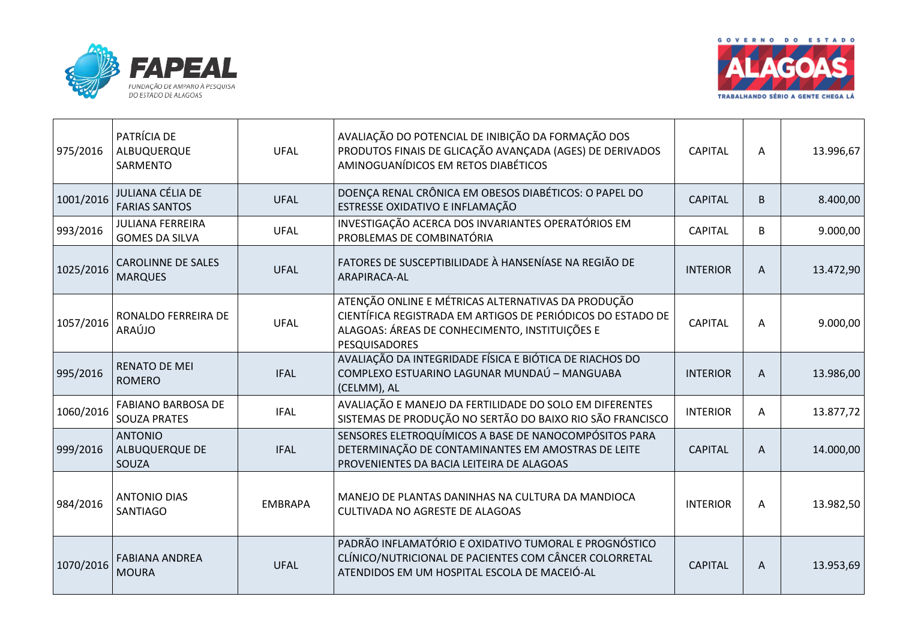| | | | | | | |
|---|---|---|---|---|---|---|
| 975/2016 | PATRÍCIA DE ALBUQUERQUE SARMENTO | UFAL | AVALIAÇÃO DO POTENCIAL DE INIBIÇÃO DA FORMAÇÃO DOS PRODUTOS FINAIS DE GLICAÇÃO AVANÇADA (AGES) DE DERIVADOS AMINOGUANÍDICOS EM RETOS DIABÉTICOS | CAPITAL | A | 13.996,67 |
| 1001/2016 | JULIANA CÉLIA DE FARIAS SANTOS | UFAL | DOENÇA RENAL CRÔNICA EM OBESOS DIABÉTICOS: O PAPEL DO ESTRESSE OXIDATIVO E INFLAMAÇÃO | CAPITAL | B | 8.400,00 |
| 993/2016 | JULIANA FERREIRA GOMES DA SILVA | UFAL | INVESTIGAÇÃO ACERCA DOS INVARIANTES OPERATÓRIOS EM PROBLEMAS DE COMBINATÓRIA | CAPITAL | B | 9.000,00 |
| 1025/2016 | CAROLINNE DE SALES MARQUES | UFAL | FATORES DE SUSCEPTIBILIDADE À HANSENÍASE NA REGIÃO DE ARAPIRACA-AL | INTERIOR | A | 13.472,90 |
| 1057/2016 | RONALDO FERREIRA DE ARAÚJO | UFAL | ATENÇÃO ONLINE E MÉTRICAS ALTERNATIVAS DA PRODUÇÃO CIENTÍFICA REGISTRADA EM ARTIGOS DE PERIÓDICOS DO ESTADO DE ALAGOAS: ÁREAS DE CONHECIMENTO, INSTITUIÇÕES E PESQUISADORES | CAPITAL | A | 9.000,00 |
| 995/2016 | RENATO DE MEI ROMERO | IFAL | AVALIAÇÃO DA INTEGRIDADE FÍSICA E BIÓTICA DE RIACHOS DO COMPLEXO ESTUARINO LAGUNAR MUNDAÚ – MANGUABA (CELMM), AL | INTERIOR | A | 13.986,00 |
| 1060/2016 | FABIANO BARBOSA DE SOUZA PRATES | IFAL | AVALIAÇÃO E MANEJO DA FERTILIDADE DO SOLO EM DIFERENTES SISTEMAS DE PRODUÇÃO NO SERTÃO DO BAIXO RIO SÃO FRANCISCO | INTERIOR | A | 13.877,72 |
| 999/2016 | ANTONIO ALBUQUERQUE DE SOUZA | IFAL | SENSORES ELETROQUÍMICOS A BASE DE NANOCOMPÓSITOS PARA DETERMINAÇÃO DE CONTAMINANTES EM AMOSTRAS DE LEITE PROVENIENTES DA BACIA LEITEIRA DE ALAGOAS | CAPITAL | A | 14.000,00 |
| 984/2016 | ANTONIO DIAS SANTIAGO | EMBRAPA | MANEJO DE PLANTAS DANINHAS NA CULTURA DA MANDIOCA CULTIVADA NO AGRESTE DE ALAGOAS | INTERIOR | A | 13.982,50 |
| 1070/2016 | FABIANA ANDREA MOURA | UFAL | PADRÃO INFLAMATÓRIO E OXIDATIVO TUMORAL E PROGNÓSTICO CLÍNICO/NUTRICIONAL DE PACIENTES COM CÂNCER COLORRETAL ATENDIDOS EM UM HOSPITAL ESCOLA DE MACEIÓ-AL | CAPITAL | A | 13.953,69 |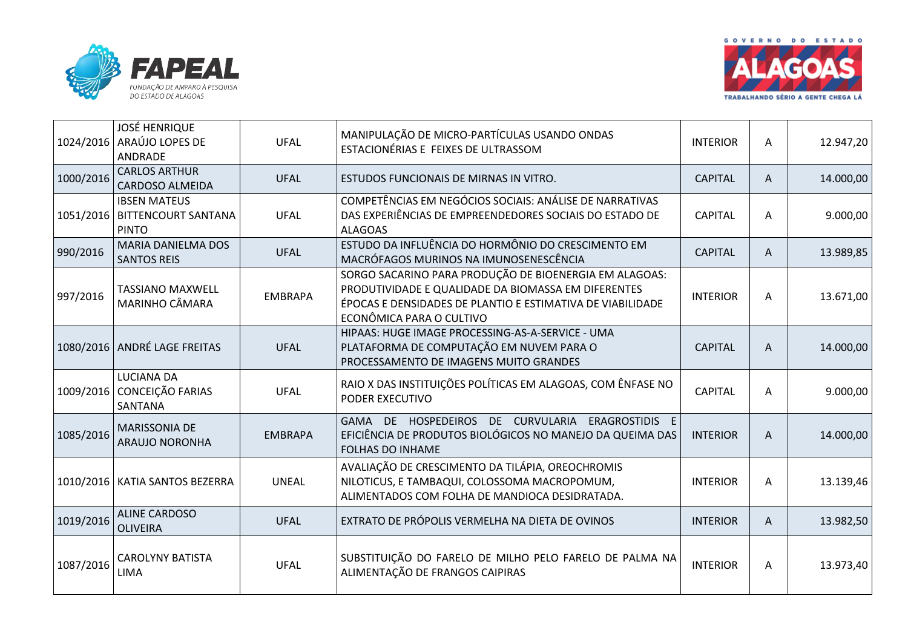| | | | | | | |
|---|---|---|---|---|---|---|
| 1024/2016 | JOSÉ HENRIQUE ARAÚJO LOPES DE ANDRADE | UFAL | MANIPULAÇÃO DE MICRO-PARTÍCULAS USANDO ONDAS ESTACIONÉRIAS E FEIXES DE ULTRASSOM | INTERIOR | A | 12.947,20 |
| 1000/2016 | CARLOS ARTHUR CARDOSO ALMEIDA | UFAL | ESTUDOS FUNCIONAIS DE MIRNAS IN VITRO. | CAPITAL | A | 14.000,00 |
| 1051/2016 | IBSEN MATEUS BITTENCOURT SANTANA PINTO | UFAL | COMPETÊNCIAS EM NEGÓCIOS SOCIAIS: ANÁLISE DE NARRATIVAS DAS EXPERIÊNCIAS DE EMPREENDEDORES SOCIAIS DO ESTADO DE ALAGOAS | CAPITAL | A | 9.000,00 |
| 990/2016 | MARIA DANIELMA DOS SANTOS REIS | UFAL | ESTUDO DA INFLUÊNCIA DO HORMÔNIO DO CRESCIMENTO EM MACRÓFAGOS MURINOS NA IMUNOSENESCÊNCIA | CAPITAL | A | 13.989,85 |
| 997/2016 | TASSIANO MAXWELL MARINHO CÂMARA | EMBRAPA | SORGO SACARINO PARA PRODUÇÃO DE BIOENERGIA EM ALAGOAS: PRODUTIVIDADE E QUALIDADE DA BIOMASSA EM DIFERENTES ÉPOCAS E DENSIDADES DE PLANTIO E ESTIMATIVA DE VIABILIDADE ECONÔMICA PARA O CULTIVO | INTERIOR | A | 13.671,00 |
| 1080/2016 | ANDRÉ LAGE FREITAS | UFAL | HIPAAS: HUGE IMAGE PROCESSING-AS-A-SERVICE - UMA PLATAFORMA DE COMPUTAÇÃO EM NUVEM PARA O PROCESSAMENTO DE IMAGENS MUITO GRANDES | CAPITAL | A | 14.000,00 |
| 1009/2016 | LUCIANA DA CONCEIÇÃO FARIAS SANTANA | UFAL | RAIO X DAS INSTITUIÇÕES POLÍTICAS EM ALAGOAS, COM ÊNFASE NO PODER EXECUTIVO | CAPITAL | A | 9.000,00 |
| 1085/2016 | MARISSONIA DE ARAUJO NORONHA | EMBRAPA | GAMA DE HOSPEDEIROS DE CURVULARIA ERAGROSTIDIS E EFICIÊNCIA DE PRODUTOS BIOLÓGICOS NO MANEJO DA QUEIMA DAS FOLHAS DO INHAME | INTERIOR | A | 14.000,00 |
| 1010/2016 | KATIA SANTOS BEZERRA | UNEAL | AVALIAÇÃO DE CRESCIMENTO DA TILÁPIA, OREOCHROMIS NILOTICUS, E TAMBAQUI, COLOSSOMA MACROPOMUM, ALIMENTADOS COM FOLHA DE MANDIOCA DESIDRATADA. | INTERIOR | A | 13.139,46 |
| 1019/2016 | ALINE CARDOSO OLIVEIRA | UFAL | EXTRATO DE PRÓPOLIS VERMELHA NA DIETA DE OVINOS | INTERIOR | A | 13.982,50 |
| 1087/2016 | CAROLYNY BATISTA LIMA | UFAL | SUBSTITUIÇÃO DO FARELO DE MILHO PELO FARELO DE PALMA NA ALIMENTAÇÃO DE FRANGOS CAIPIRAS | INTERIOR | A | 13.973,40 |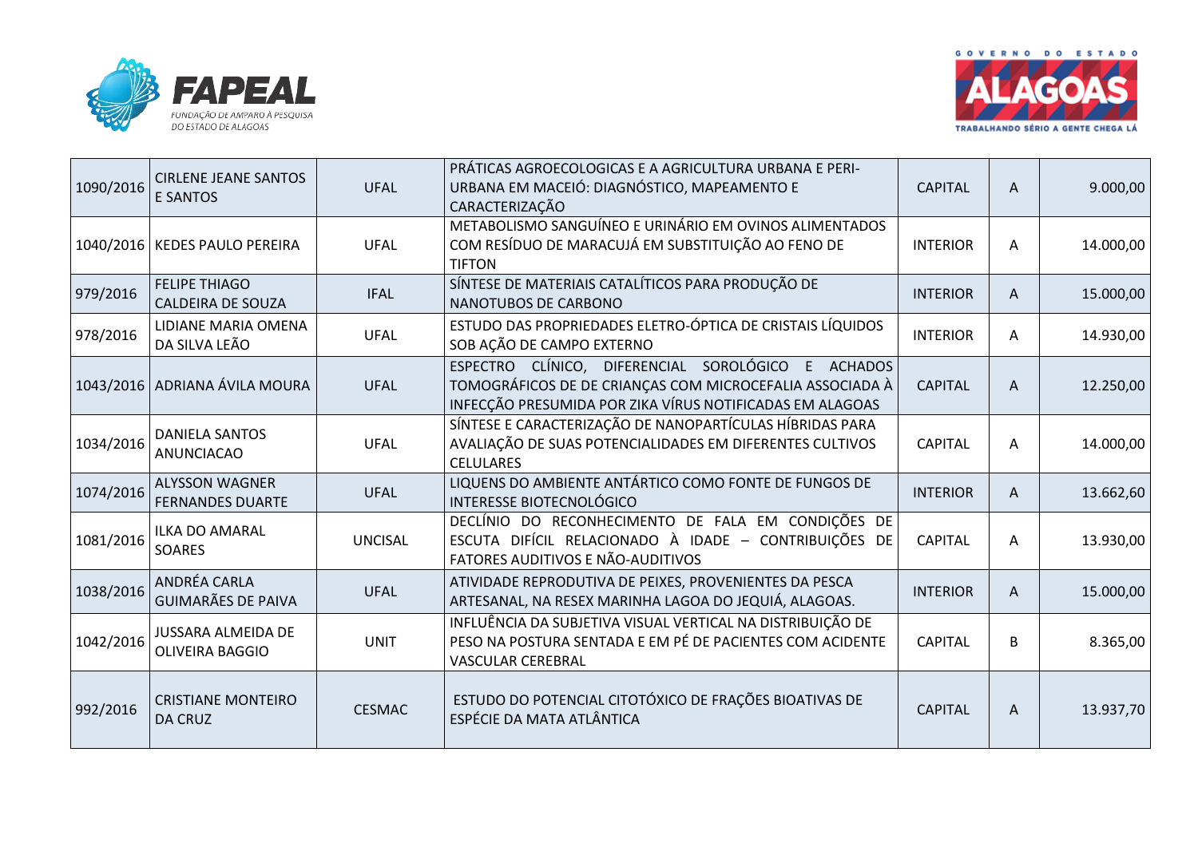| 1090/2016 | CIRLENE JEANE SANTOS E SANTOS | UFAL | PRÁTICAS AGROECOLOGICAS E A AGRICULTURA URBANA E PERI-URBANA EM MACEIÓ: DIAGNÓSTICO, MAPEAMENTO E CARACTERIZAÇÃO | CAPITAL | A | 9.000,00 |
|---|---|---|---|---|---|---|
| 1040/2016 | KEDES PAULO PEREIRA | UFAL | METABOLISMO SANGUÍNEO E URINÁRIO EM OVINOS ALIMENTADOS COM RESÍDUO DE MARACUJÁ EM SUBSTITUIÇÃO AO FENO DE TIFTON | INTERIOR | A | 14.000,00 |
| 979/2016 | FELIPE THIAGO CALDEIRA DE SOUZA | IFAL | SÍNTESE DE MATERIAIS CATALÍTICOS PARA PRODUÇÃO DE NANOTUBOS DE CARBONO | INTERIOR | A | 15.000,00 |
| 978/2016 | LIDIANE MARIA OMENA DA SILVA LEÃO | UFAL | ESTUDO DAS PROPRIEDADES ELETRO-ÓPTICA DE CRISTAIS LÍQUIDOS SOB AÇÃO DE CAMPO EXTERNO | INTERIOR | A | 14.930,00 |
| 1043/2016 | ADRIANA ÁVILA MOURA | UFAL | ESPECTRO CLÍNICO, DIFERENCIAL SOROLÓGICO E ACHADOS TOMOGRÁFICOS DE CRIANÇAS COM MICROCEFALIA ASSOCIADA À INFECÇÃO PRESUMIDA POR ZIKA VÍRUS NOTIFICADAS EM ALAGOAS | CAPITAL | A | 12.250,00 |
| 1034/2016 | DANIELA SANTOS ANUNCIACAO | UFAL | SÍNTESE E CARACTERIZAÇÃO DE NANOPARTÍCULAS HÍBRIDAS PARA AVALIAÇÃO DE SUAS POTENCIALIDADES EM DIFERENTES CULTIVOS CELULARES | CAPITAL | A | 14.000,00 |
| 1074/2016 | ALYSSON WAGNER FERNANDES DUARTE | UFAL | LIQUENS DO AMBIENTE ANTÁRTICO COMO FONTE DE FUNGOS DE INTERESSE BIOTECNOLÓGICO | INTERIOR | A | 13.662,60 |
| 1081/2016 | ILKA DO AMARAL SOARES | UNCISAL | DECLÍNIO DO RECONHECIMENTO DE FALA EM CONDIÇÕES DE ESCUTA DIFÍCIL RELACIONADO À IDADE – CONTRIBUIÇÕES DE FATORES AUDITIVOS E NÃO-AUDITIVOS | CAPITAL | A | 13.930,00 |
| 1038/2016 | ANDRÉA CARLA GUIMARÃES DE PAIVA | UFAL | ATIVIDADE REPRODUTIVA DE PEIXES, PROVENIENTES DA PESCA ARTESANAL, NA RESEX MARINHA LAGOA DO JEQUIÁ, ALAGOAS. | INTERIOR | A | 15.000,00 |
| 1042/2016 | JUSSARA ALMEIDA DE OLIVEIRA BAGGIO | UNIT | INFLUÊNCIA DA SUBJETIVA VISUAL VERTICAL NA DISTRIBUIÇÃO DE PESO NA POSTURA SENTADA E EM PÉ DE PACIENTES COM ACIDENTE VASCULAR CEREBRAL | CAPITAL | B | 8.365,00 |
| 992/2016 | CRISTIANE MONTEIRO DA CRUZ | CESMAC | ESTUDO DO POTENCIAL CITOTÓXICO DE FRAÇÕES BIOATIVAS DE ESPÉCIE DA MATA ATLÂNTICA | CAPITAL | A | 13.937,70 |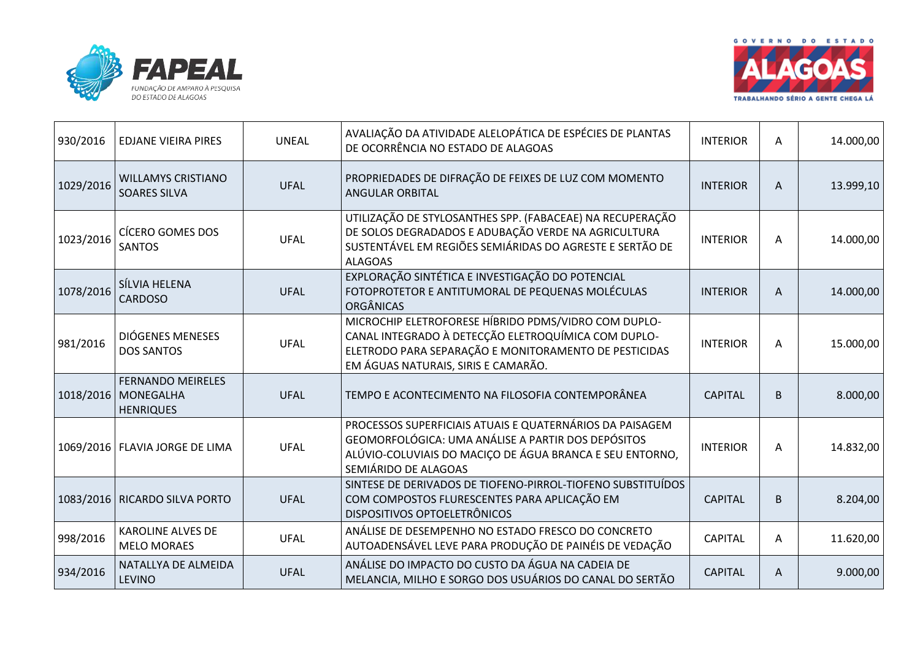| 930/2016 | EDJANE VIEIRA PIRES | UNEAL | AVALIAÇÃO DA ATIVIDADE ALELOPÁTICA DE ESPÉCIES DE PLANTAS DE OCORRÊNCIA NO ESTADO DE ALAGOAS | INTERIOR | A | 14.000,00 |
|---|---|---|---|---|---|---|
| 1029/2016 | WILLAMYS CRISTIANO SOARES SILVA | UFAL | PROPRIEDADES DE DIFRAÇÃO DE FEIXES DE LUZ COM MOMENTO ANGULAR ORBITAL | INTERIOR | A | 13.999,10 |
| 1023/2016 | CÍCERO GOMES DOS SANTOS | UFAL | UTILIZAÇÃO DE STYLOSANTHES SPP. (FABACEAE) NA RECUPERAÇÃO DE SOLOS DEGRADADOS E ADUBAÇÃO VERDE NA AGRICULTURA SUSTENTÁVEL EM REGIÕES SEMIÁRIDAS DO AGRESTE E SERTÃO DE ALAGOAS | INTERIOR | A | 14.000,00 |
| 1078/2016 | SÍLVIA HELENA CARDOSO | UFAL | EXPLORAÇÃO SINTÉTICA E INVESTIGAÇÃO DO POTENCIAL FOTOPROTETOR E ANTITUMORAL DE PEQUENAS MOLÉCULAS ORGÂNICAS | INTERIOR | A | 14.000,00 |
| 981/2016 | DIÓGENES MENESES DOS SANTOS | UFAL | MICROCHIP ELETROFORESE HÍBRIDO PDMS/VIDRO COM DUPLO-CANAL INTEGRADO À DETECÇÃO ELETROQUÍMICA COM DUPLO-ELETRODO PARA SEPARAÇÃO E MONITORAMENTO DE PESTICIDAS EM ÁGUAS NATURAIS, SIRIS E CAMARÃO. | INTERIOR | A | 15.000,00 |
| 1018/2016 | FERNANDO MEIRELES MONEGALHA HENRIQUES | UFAL | TEMPO E ACONTECIMENTO NA FILOSOFIA CONTEMPORÂNEA | CAPITAL | B | 8.000,00 |
| 1069/2016 | FLAVIA JORGE DE LIMA | UFAL | PROCESSOS SUPERFICIAIS ATUAIS E QUATERNÁRIOS DA PAISAGEM GEOMORFOLÓGICA: UMA ANÁLISE A PARTIR DOS DEPÓSITOS ALÚVIO-COLUVIAIS DO MACIÇO DE ÁGUA BRANCA E SEU ENTORNO, SEMIÁRIDO DE ALAGOAS | INTERIOR | A | 14.832,00 |
| 1083/2016 | RICARDO SILVA PORTO | UFAL | SINTESE DE DERIVADOS DE TIOFENO-PIRROL-TIOFENO SUBSTITUÍDOS COM COMPOSTOS FLURESCENTES PARA APLICAÇÃO EM DISPOSITIVOS OPTOELETRÔNICOS | CAPITAL | B | 8.204,00 |
| 998/2016 | KAROLINE ALVES DE MELO MORAES | UFAL | ANÁLISE DE DESEMPENHO NO ESTADO FRESCO DO CONCRETO AUTOADENSÁVEL LEVE PARA PRODUÇÃO DE PAINÉIS DE VEDAÇÃO | CAPITAL | A | 11.620,00 |
| 934/2016 | NATALLYA DE ALMEIDA LEVINO | UFAL | ANÁLISE DO IMPACTO DO CUSTO DA ÁGUA NA CADEIA DE MELANCIA, MILHO E SORGO DOS USUÁRIOS DO CANAL DO SERTÃO | CAPITAL | A | 9.000,00 |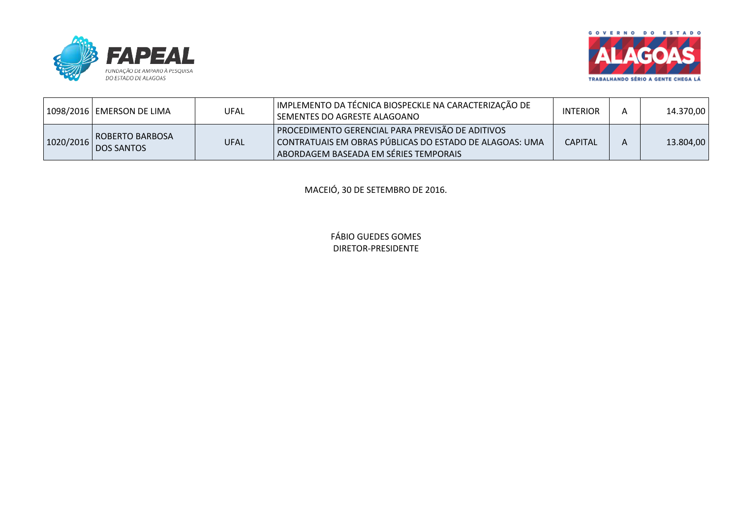| | | | | | | |
|---|---|---|---|---|---|---|
| 1098/2016 | EMERSON DE LIMA | UFAL | IMPLEMENTO DA TÉCNICA BIOSPECKLE NA CARACTERIZAÇÃO DE SEMENTES DO AGRESTE ALAGOANO | INTERIOR | A | 14.370,00 |
| 1020/2016 | ROBERTO BARBOSA DOS SANTOS | UFAL | PROCEDIMENTO GERENCIAL PARA PREVISÃO DE ADITIVOS CONTRATUAIS EM OBRAS PÚBLICAS DO ESTADO DE ALAGOAS: UMA ABORDAGEM BASEADA EM SÉRIES TEMPORAIS | CAPITAL | A | 13.804,00 |

MACEIÓ, 30 DE SETEMBRO DE 2016.

FÁBIO GUEDES GOMES
DIRETOR-PRESIDENTE